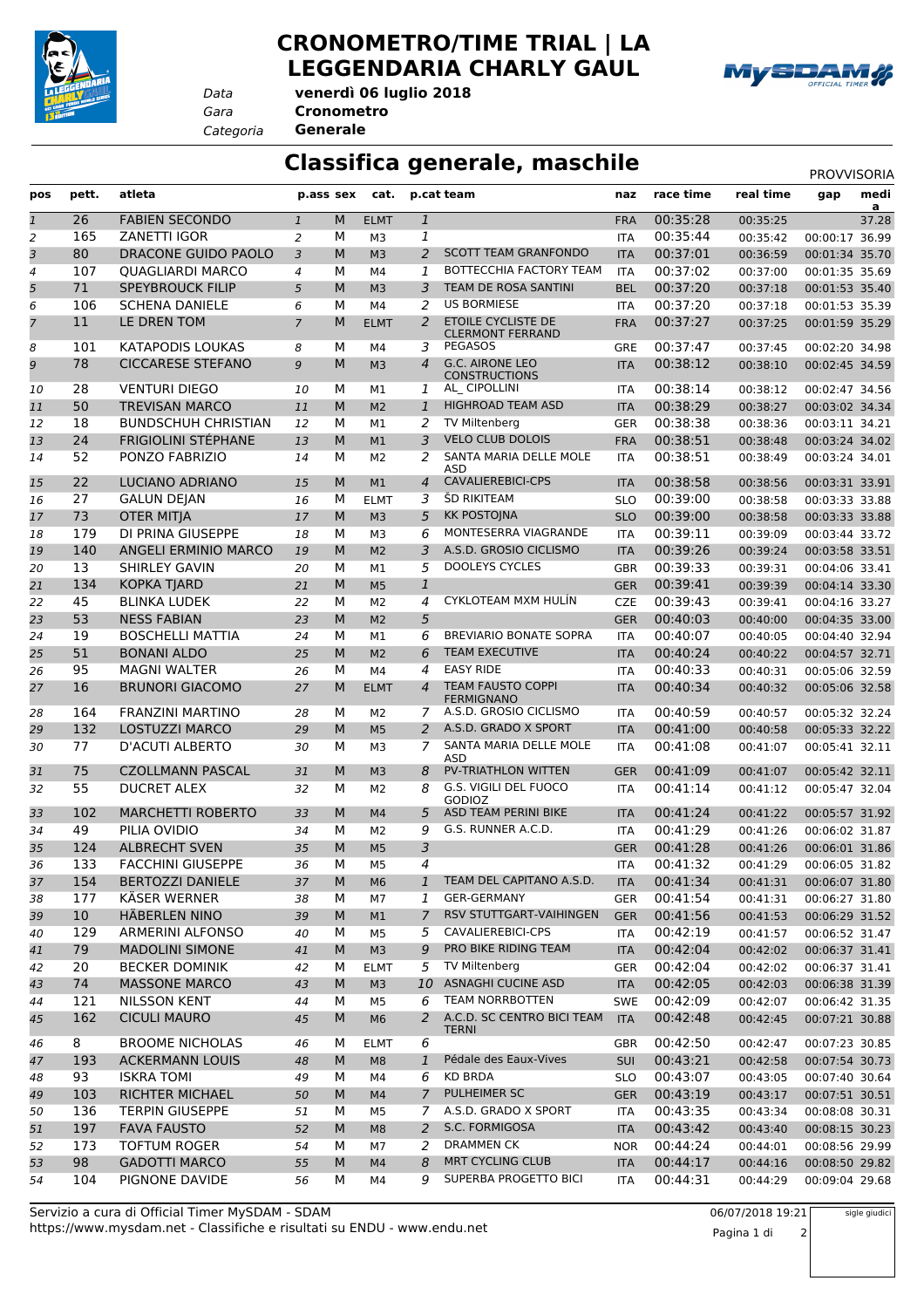# CRONOMETRO/TIME TRIAL | LA LEGGENDARIA CHARLY GAUL

Data **venerdì 06 luglio 2018**
Gara **Cronometro**
Categoria **Generale**

## Classifica generale, maschile

PROVVISORIA

| pos | pett. | atleta | p.ass | sex | cat. | p.cat | team | naz | race time | real time | gap | media |
|---|---|---|---|---|---|---|---|---|---|---|---|---|
| 1 | 26 | FABIEN SECONDO | 1 | M | ELMT | 1 | | FRA | 00:35:28 | 00:35:25 | | 37.28 |
| 2 | 165 | ZANETTI IGOR | 2 | M | M3 | 1 | | ITA | 00:35:44 | 00:35:42 | 00:00:17 | 36.99 |
| 3 | 80 | DRACONE GUIDO PAOLO | 3 | M | M3 | 2 | SCOTT TEAM GRANFONDO | ITA | 00:37:01 | 00:36:59 | 00:01:34 | 35.70 |
| 4 | 107 | QUAGLIARDI MARCO | 4 | M | M4 | 1 | BOTTECCHIA FACTORY TEAM | ITA | 00:37:02 | 00:37:00 | 00:01:35 | 35.69 |
| 5 | 71 | SPEYBROUCK FILIP | 5 | M | M3 | 3 | TEAM DE ROSA SANTINI | BEL | 00:37:20 | 00:37:18 | 00:01:53 | 35.40 |
| 6 | 106 | SCHENA DANIELE | 6 | M | M4 | 2 | US BORMIESE | ITA | 00:37:20 | 00:37:18 | 00:01:53 | 35.39 |
| 7 | 11 | LE DREN TOM | 7 | M | ELMT | 2 | ETOILE CYCLISTE DE CLERMONT FERRAND | FRA | 00:37:27 | 00:37:25 | 00:01:59 | 35.29 |
| 8 | 101 | KATAPODIS LOUKAS | 8 | M | M4 | 3 | PEGASOS | GRE | 00:37:47 | 00:37:45 | 00:02:20 | 34.98 |
| 9 | 78 | CICCARESE STEFANO | 9 | M | M3 | 4 | G.C. AIRONE LEO CONSTRUCTIONS | ITA | 00:38:12 | 00:38:10 | 00:02:45 | 34.59 |
| 10 | 28 | VENTURI DIEGO | 10 | M | M1 | 1 | AL_ CIPOLLINI | ITA | 00:38:14 | 00:38:12 | 00:02:47 | 34.56 |
| 11 | 50 | TREVISAN MARCO | 11 | M | M2 | 1 | HIGHROAD TEAM ASD | ITA | 00:38:29 | 00:38:27 | 00:03:02 | 34.34 |
| 12 | 18 | BUNDSCHUH CHRISTIAN | 12 | M | M1 | 2 | TV Miltenberg | GER | 00:38:38 | 00:38:36 | 00:03:11 | 34.21 |
| 13 | 24 | FRIGIOLINI STÉPHANE | 13 | M | M1 | 3 | VELO CLUB DOLOIS | FRA | 00:38:51 | 00:38:48 | 00:03:24 | 34.02 |
| 14 | 52 | PONZO FABRIZIO | 14 | M | M2 | 2 | SANTA MARIA DELLE MOLE ASD | ITA | 00:38:51 | 00:38:49 | 00:03:24 | 34.01 |
| 15 | 22 | LUCIANO ADRIANO | 15 | M | M1 | 4 | CAVALIEREBICI-CPS | ITA | 00:38:58 | 00:38:56 | 00:03:31 | 33.91 |
| 16 | 27 | GALUN DEJAN | 16 | M | ELMT | 3 | ŠD RIKITEAM | SLO | 00:39:00 | 00:38:58 | 00:03:33 | 33.88 |
| 17 | 73 | OTER MITJA | 17 | M | M3 | 5 | KK POSTOJNA | SLO | 00:39:00 | 00:38:58 | 00:03:33 | 33.88 |
| 18 | 179 | DI PRINA GIUSEPPE | 18 | M | M3 | 6 | MONTESERRA VIAGRANDE | ITA | 00:39:11 | 00:39:09 | 00:03:44 | 33.72 |
| 19 | 140 | ANGELI ERMINIO MARCO | 19 | M | M2 | 3 | A.S.D. GROSIO CICLISMO | ITA | 00:39:26 | 00:39:24 | 00:03:58 | 33.51 |
| 20 | 13 | SHIRLEY GAVIN | 20 | M | M1 | 5 | DOOLEYS CYCLES | GBR | 00:39:33 | 00:39:31 | 00:04:06 | 33.41 |
| 21 | 134 | KOPKA TJARD | 21 | M | M5 | 1 | | GER | 00:39:41 | 00:39:39 | 00:04:14 | 33.30 |
| 22 | 45 | BLINKA LUDEK | 22 | M | M2 | 4 | CYKLOTEAM MXM HULÍN | CZE | 00:39:43 | 00:39:41 | 00:04:16 | 33.27 |
| 23 | 53 | NESS FABIAN | 23 | M | M2 | 5 | | GER | 00:40:03 | 00:40:00 | 00:04:35 | 33.00 |
| 24 | 19 | BOSCHELLI MATTIA | 24 | M | M1 | 6 | BREVIARIO BONATE SOPRA | ITA | 00:40:07 | 00:40:05 | 00:04:40 | 32.94 |
| 25 | 51 | BONANI ALDO | 25 | M | M2 | 6 | TEAM EXECUTIVE | ITA | 00:40:24 | 00:40:22 | 00:04:57 | 32.71 |
| 26 | 95 | MAGNI WALTER | 26 | M | M4 | 4 | EASY RIDE | ITA | 00:40:33 | 00:40:31 | 00:05:06 | 32.59 |
| 27 | 16 | BRUNORI GIACOMO | 27 | M | ELMT | 4 | TEAM FAUSTO COPPI FERMIGNANO | ITA | 00:40:34 | 00:40:32 | 00:05:06 | 32.58 |
| 28 | 164 | FRANZINI MARTINO | 28 | M | M2 | 7 | A.S.D. GROSIO CICLISMO | ITA | 00:40:59 | 00:40:57 | 00:05:32 | 32.24 |
| 29 | 132 | LOSTUZZI MARCO | 29 | M | M5 | 2 | A.S.D. GRADO X SPORT | ITA | 00:41:00 | 00:40:58 | 00:05:33 | 32.22 |
| 30 | 77 | D'ACUTI ALBERTO | 30 | M | M3 | 7 | SANTA MARIA DELLE MOLE ASD | ITA | 00:41:08 | 00:41:07 | 00:05:41 | 32.11 |
| 31 | 75 | CZOLLMANN PASCAL | 31 | M | M3 | 8 | PV-TRIATHLON WITTEN | GER | 00:41:09 | 00:41:07 | 00:05:42 | 32.11 |
| 32 | 55 | DUCRET ALEX | 32 | M | M2 | 8 | G.S. VIGILI DEL FUOCO GODIOZ | ITA | 00:41:14 | 00:41:12 | 00:05:47 | 32.04 |
| 33 | 102 | MARCHETTI ROBERTO | 33 | M | M4 | 5 | ASD TEAM PERINI BIKE | ITA | 00:41:24 | 00:41:22 | 00:05:57 | 31.92 |
| 34 | 49 | PILIA OVIDIO | 34 | M | M2 | 9 | G.S. RUNNER A.C.D. | ITA | 00:41:29 | 00:41:26 | 00:06:02 | 31.87 |
| 35 | 124 | ALBRECHT SVEN | 35 | M | M5 | 3 | | GER | 00:41:28 | 00:41:26 | 00:06:01 | 31.86 |
| 36 | 133 | FACCHIN GIUSEPPE | 36 | M | M5 | 4 | | ITA | 00:41:32 | 00:41:29 | 00:06:05 | 31.82 |
| 37 | 154 | BERTOZZI DANIELE | 37 | M | M6 | 1 | TEAM DEL CAPITANO A.S.D. | ITA | 00:41:34 | 00:41:31 | 00:06:07 | 31.80 |
| 38 | 177 | KÄSER WERNER | 38 | M | M7 | 1 | GER-GERMANY | GER | 00:41:54 | 00:41:31 | 00:06:27 | 31.80 |
| 39 | 10 | HÄBERLEN NINO | 39 | M | M1 | 7 | RSV STUTTGART-VAIHINGEN | GER | 00:41:56 | 00:41:53 | 00:06:29 | 31.52 |
| 40 | 129 | ARMERINI ALFONSO | 40 | M | M5 | 5 | CAVALIEREBICI-CPS | ITA | 00:42:19 | 00:41:57 | 00:06:52 | 31.47 |
| 41 | 79 | MADOLINI SIMONE | 41 | M | M3 | 9 | PRO BIKE RIDING TEAM | ITA | 00:42:04 | 00:42:02 | 00:06:37 | 31.41 |
| 42 | 20 | BECKER DOMINIK | 42 | M | ELMT | 5 | TV Miltenberg | GER | 00:42:04 | 00:42:02 | 00:06:37 | 31.41 |
| 43 | 74 | MASSONE MARCO | 43 | M | M3 | 10 | ASNAGHI CUCINE ASD | ITA | 00:42:05 | 00:42:03 | 00:06:38 | 31.39 |
| 44 | 121 | NILSSON KENT | 44 | M | M5 | 6 | TEAM NORRBOTTEN | SWE | 00:42:09 | 00:42:07 | 00:06:42 | 31.35 |
| 45 | 162 | CICULI MAURO | 45 | M | M6 | 2 | A.C.D. SC CENTRO BICI TEAM TERNI | ITA | 00:42:48 | 00:42:45 | 00:07:21 | 30.88 |
| 46 | 8 | BROOME NICHOLAS | 46 | M | ELMT | 6 | | GBR | 00:42:50 | 00:42:47 | 00:07:23 | 30.85 |
| 47 | 193 | ACKERMANN LOUIS | 48 | M | M8 | 1 | Pédale des Eaux-Vives | SUI | 00:43:21 | 00:42:58 | 00:07:54 | 30.73 |
| 48 | 93 | ISKRA TOMI | 49 | M | M4 | 6 | KD BRDA | SLO | 00:43:07 | 00:43:05 | 00:07:40 | 30.64 |
| 49 | 103 | RICHTER MICHAEL | 50 | M | M4 | 7 | PULHEIMER SC | GER | 00:43:19 | 00:43:17 | 00:07:51 | 30.51 |
| 50 | 136 | TERPIN GIUSEPPE | 51 | M | M5 | 7 | A.S.D. GRADO X SPORT | ITA | 00:43:35 | 00:43:34 | 00:08:08 | 30.31 |
| 51 | 197 | FAVA FAUSTO | 52 | M | M8 | 2 | S.C. FORMIGOSA | ITA | 00:43:42 | 00:43:40 | 00:08:15 | 30.23 |
| 52 | 173 | TOFTUM ROGER | 54 | M | M7 | 2 | DRAMMEN CK | NOR | 00:44:24 | 00:44:01 | 00:08:56 | 29.99 |
| 53 | 98 | GADOTTI MARCO | 55 | M | M4 | 8 | MRT CYCLING CLUB | ITA | 00:44:17 | 00:44:16 | 00:08:50 | 29.82 |
| 54 | 104 | PIGNONE DAVIDE | 56 | M | M4 | 9 | SUPERBA PROGETTO BICI | ITA | 00:44:31 | 00:44:29 | 00:09:04 | 29.68 |

Servizio a cura di Official Timer MySDAM - SDAM
https://www.mysdam.net - Classifiche e risultati su ENDU - www.endu.net

06/07/2018 19:21

sigle giudici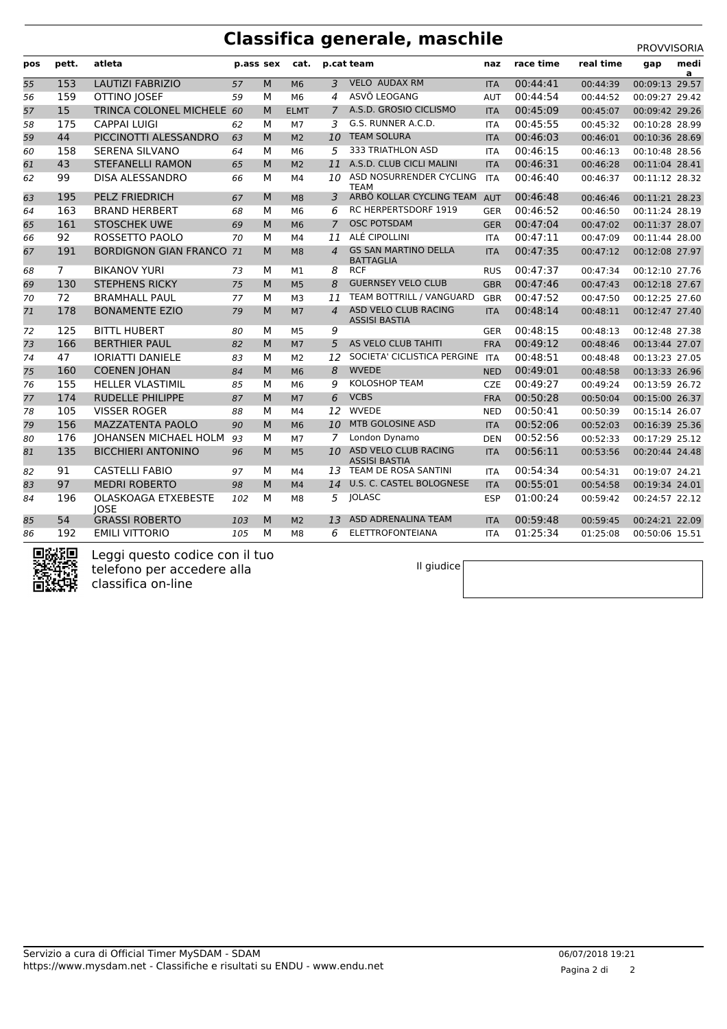# Classifica generale, maschile

PROVVISORIA

| pos | pett. | atleta | p.pass | sex | cat. | p.cat | team | naz | race time | real time | gap | media |
|---|---|---|---|---|---|---|---|---|---|---|---|---|
| 55 | 153 | LAUTIZI FABRIZIO | 57 | M | M6 | 3 | VELO AUDAX RM | ITA | 00:44:41 | 00:44:39 | 00:09:13 | 29.57 |
| 56 | 159 | OTTINO JOSEF | 59 | M | M6 | 4 | ASVÖ LEOGANG | AUT | 00:44:54 | 00:44:52 | 00:09:27 | 29.42 |
| 57 | 15 | TRINCA COLONEL MICHELE | 60 | M | ELMT | 7 | A.S.D. GROSIO CICLISMO | ITA | 00:45:09 | 00:45:07 | 00:09:42 | 29.26 |
| 58 | 175 | CAPPAI LUIGI | 62 | M | M7 | 3 | G.S. RUNNER A.C.D. | ITA | 00:45:55 | 00:45:32 | 00:10:28 | 28.99 |
| 59 | 44 | PICCINOTTI ALESSANDRO | 63 | M | M2 | 10 | TEAM SOLURA | ITA | 00:46:03 | 00:46:01 | 00:10:36 | 28.69 |
| 60 | 158 | SERENA SILVANO | 64 | M | M6 | 5 | 333 TRIATHLON ASD | ITA | 00:46:15 | 00:46:13 | 00:10:48 | 28.56 |
| 61 | 43 | STEFANELLI RAMON | 65 | M | M2 | 11 | A.S.D. CLUB CICLI MALINI | ITA | 00:46:31 | 00:46:28 | 00:11:04 | 28.41 |
| 62 | 99 | DISA ALESSANDRO | 66 | M | M4 | 10 | ASD NOSURRENDER CYCLING TEAM | ITA | 00:46:40 | 00:46:37 | 00:11:12 | 28.32 |
| 63 | 195 | PELZ FRIEDRICH | 67 | M | M8 | 3 | ARBÖ KOLLAR CYCLING TEAM | AUT | 00:46:48 | 00:46:46 | 00:11:21 | 28.23 |
| 64 | 163 | BRAND HERBERT | 68 | M | M6 | 6 | RC HERPERTSDORF 1919 | GER | 00:46:52 | 00:46:50 | 00:11:24 | 28.19 |
| 65 | 161 | STOSCHEK UWE | 69 | M | M6 | 7 | OSC POTSDAM | GER | 00:47:04 | 00:47:02 | 00:11:37 | 28.07 |
| 66 | 92 | ROSSETTO PAOLO | 70 | M | M4 | 11 | ALÉ CIPOLLINI | ITA | 00:47:11 | 00:47:09 | 00:11:44 | 28.00 |
| 67 | 191 | BORDIGNON GIAN FRANCO | 71 | M | M8 | 4 | GS SAN MARTINO DELLA BATTAGLIA | ITA | 00:47:35 | 00:47:12 | 00:12:08 | 27.97 |
| 68 | 7 | BIKANOV YURI | 73 | M | M1 | 8 | RCF | RUS | 00:47:37 | 00:47:34 | 00:12:10 | 27.76 |
| 69 | 130 | STEPHENS RICKY | 75 | M | M5 | 8 | GUERNSEY VELO CLUB | GBR | 00:47:46 | 00:47:43 | 00:12:18 | 27.67 |
| 70 | 72 | BRAMHALL PAUL | 77 | M | M3 | 11 | TEAM BOTTRILL / VANGUARD | GBR | 00:47:52 | 00:47:50 | 00:12:25 | 27.60 |
| 71 | 178 | BONAMENTE EZIO | 79 | M | M7 | 4 | ASD VELO CLUB RACING ASSISI BASTIA | ITA | 00:48:14 | 00:48:11 | 00:12:47 | 27.40 |
| 72 | 125 | BITTL HUBERT | 80 | M | M5 | 9 | | GER | 00:48:15 | 00:48:13 | 00:12:48 | 27.38 |
| 73 | 166 | BERTHIER PAUL | 82 | M | M7 | 5 | AS VELO CLUB TAHITI | FRA | 00:49:12 | 00:48:46 | 00:13:44 | 27.07 |
| 74 | 47 | IORIATTI DANIELE | 83 | M | M2 | 12 | SOCIETA' CICLISTICA PERGINE | ITA | 00:48:51 | 00:48:48 | 00:13:23 | 27.05 |
| 75 | 160 | COENEN JOHAN | 84 | M | M6 | 8 | WVEDE | NED | 00:49:01 | 00:48:58 | 00:13:33 | 26.96 |
| 76 | 155 | HELLER VLASTIMIL | 85 | M | M6 | 9 | KOLOSHOP TEAM | CZE | 00:49:27 | 00:49:24 | 00:13:59 | 26.72 |
| 77 | 174 | RUDELLE PHILIPPE | 87 | M | M7 | 6 | VCBS | FRA | 00:50:28 | 00:50:04 | 00:15:00 | 26.37 |
| 78 | 105 | VISSER ROGER | 88 | M | M4 | 12 | WVEDE | NED | 00:50:41 | 00:50:39 | 00:15:14 | 26.07 |
| 79 | 156 | MAZZATENTA PAOLO | 90 | M | M6 | 10 | MTB GOLOSINE ASD | ITA | 00:52:06 | 00:52:03 | 00:16:39 | 25.36 |
| 80 | 176 | JOHANSEN MICHAEL HOLM | 93 | M | M7 | 7 | London Dynamo | DEN | 00:52:56 | 00:52:33 | 00:17:29 | 25.12 |
| 81 | 135 | BICCHIERI ANTONINO | 96 | M | M5 | 10 | ASD VELO CLUB RACING ASSISI BASTIA | ITA | 00:56:11 | 00:53:56 | 00:20:44 | 24.48 |
| 82 | 91 | CASTELLI FABIO | 97 | M | M4 | 13 | TEAM DE ROSA SANTINI | ITA | 00:54:34 | 00:54:31 | 00:19:07 | 24.21 |
| 83 | 97 | MEDRI ROBERTO | 98 | M | M4 | 14 | U.S. C. CASTEL BOLOGNESE | ITA | 00:55:01 | 00:54:58 | 00:19:34 | 24.01 |
| 84 | 196 | OLASKOAGA ETXEBESTE JOSE | 102 | M | M8 | 5 | JOLASC | ESP | 01:00:24 | 00:59:42 | 00:24:57 | 22.12 |
| 85 | 54 | GRASSI ROBERTO | 103 | M | M2 | 13 | ASD ADRENALINA TEAM | ITA | 00:59:48 | 00:59:45 | 00:24:21 | 22.09 |
| 86 | 192 | EMILI VITTORIO | 105 | M | M8 | 6 | ELETTROFONTEIANA | ITA | 01:25:34 | 01:25:08 | 00:50:06 | 15.51 |

Leggi questo codice con il tuo telefono per accedere alla classifica on-line

Il giudice

Servizio a cura di Official Timer MySDAM - SDAM
https://www.mysdam.net - Classifiche e risultati su ENDU - www.endu.net

06/07/2018 19:21